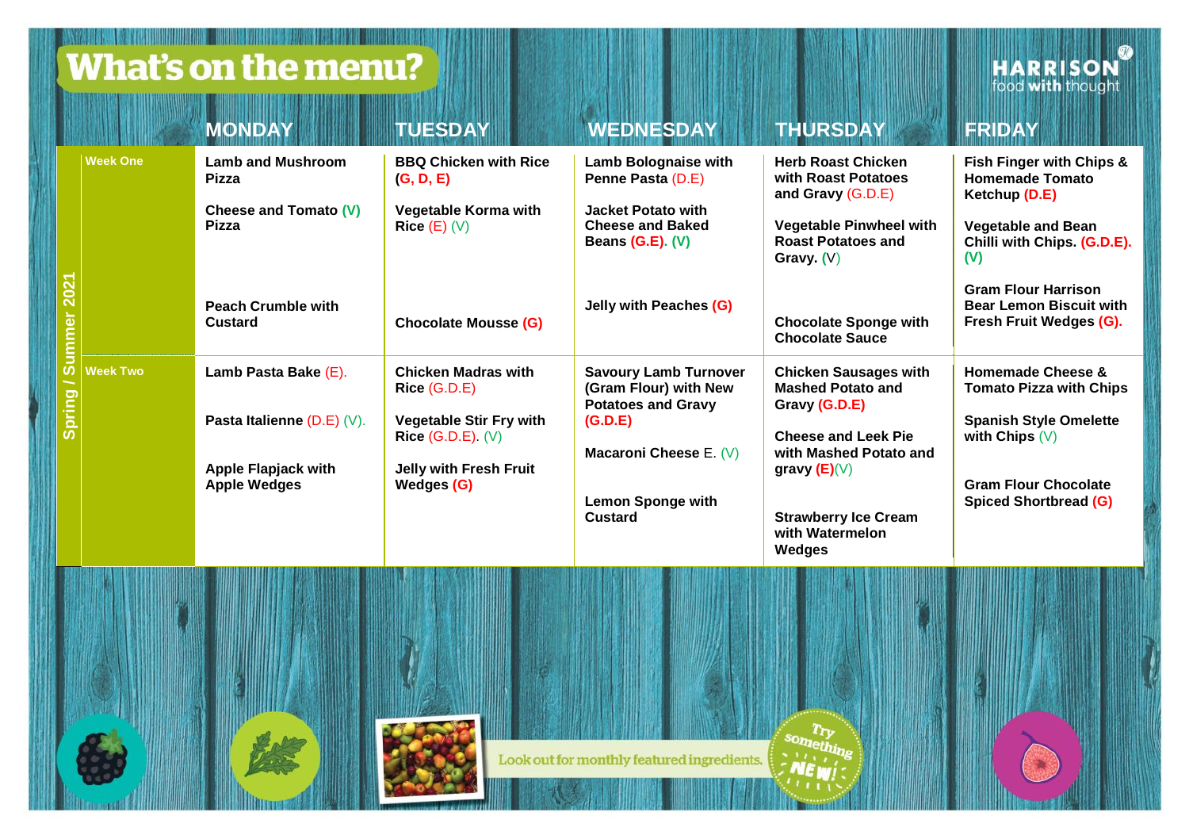# What's on the menu?

HARRISON food with thought

| Spring / Summer 2021 | | MONDAY | TUESDAY | WEDNESDAY | THURSDAY | FRIDAY |
|---|---|---|---|---|---|---|
| | **Week One** | **Lamb and Mushroom Pizza**<br><br>**Cheese and Tomato (V) Pizza**<br><br>**Peach Crumble with Custard** | **BBQ Chicken with Rice (G, D, E)**<br><br>**Vegetable Korma with Rice** (E) (V)<br><br>**Chocolate Mousse (G)** | **Lamb Bolognaise with Penne Pasta** (D.E)<br><br>**Jacket Potato with Cheese and Baked Beans (G.E). (V)**<br><br>**Jelly with Peaches (G)** | **Herb Roast Chicken with Roast Potatoes and Gravy** (G.D.E)<br><br>**Vegetable Pinwheel with Roast Potatoes and Gravy.** (V)<br><br>**Chocolate Sponge with Chocolate Sauce** | **Fish Finger with Chips & Homemade Tomato Ketchup (D.E)**<br><br>**Vegetable and Bean Chilli with Chips. (G.D.E). (V)**<br><br>**Gram Flour Harrison Bear Lemon Biscuit with Fresh Fruit Wedges (G).** |
| | **Week Two** | **Lamb Pasta Bake** (E).<br><br>**Pasta Italienne** (D.E) (V).<br><br>**Apple Flapjack with Apple Wedges** | **Chicken Madras with Rice** (G.D.E)<br><br>**Vegetable Stir Fry with Rice** (G.D.E). (V)<br><br>**Jelly with Fresh Fruit Wedges (G)** | **Savoury Lamb Turnover (Gram Flour) with New Potatoes and Gravy (G.D.E)**<br><br>**Macaroni Cheese** E. (V)<br><br>**Lemon Sponge with Custard** | **Chicken Sausages with Mashed Potato and Gravy (G.D.E)**<br><br>**Cheese and Leek Pie with Mashed Potato and gravy (E)**(V)<br><br>**Strawberry Ice Cream with Watermelon Wedges** | **Homemade Cheese & Tomato Pizza with Chips**<br><br>**Spanish Style Omelette with Chips** (V)<br><br>**Gram Flour Chocolate Spiced Shortbread (G)** |

Look out for monthly featured ingredients.

Try something NEW!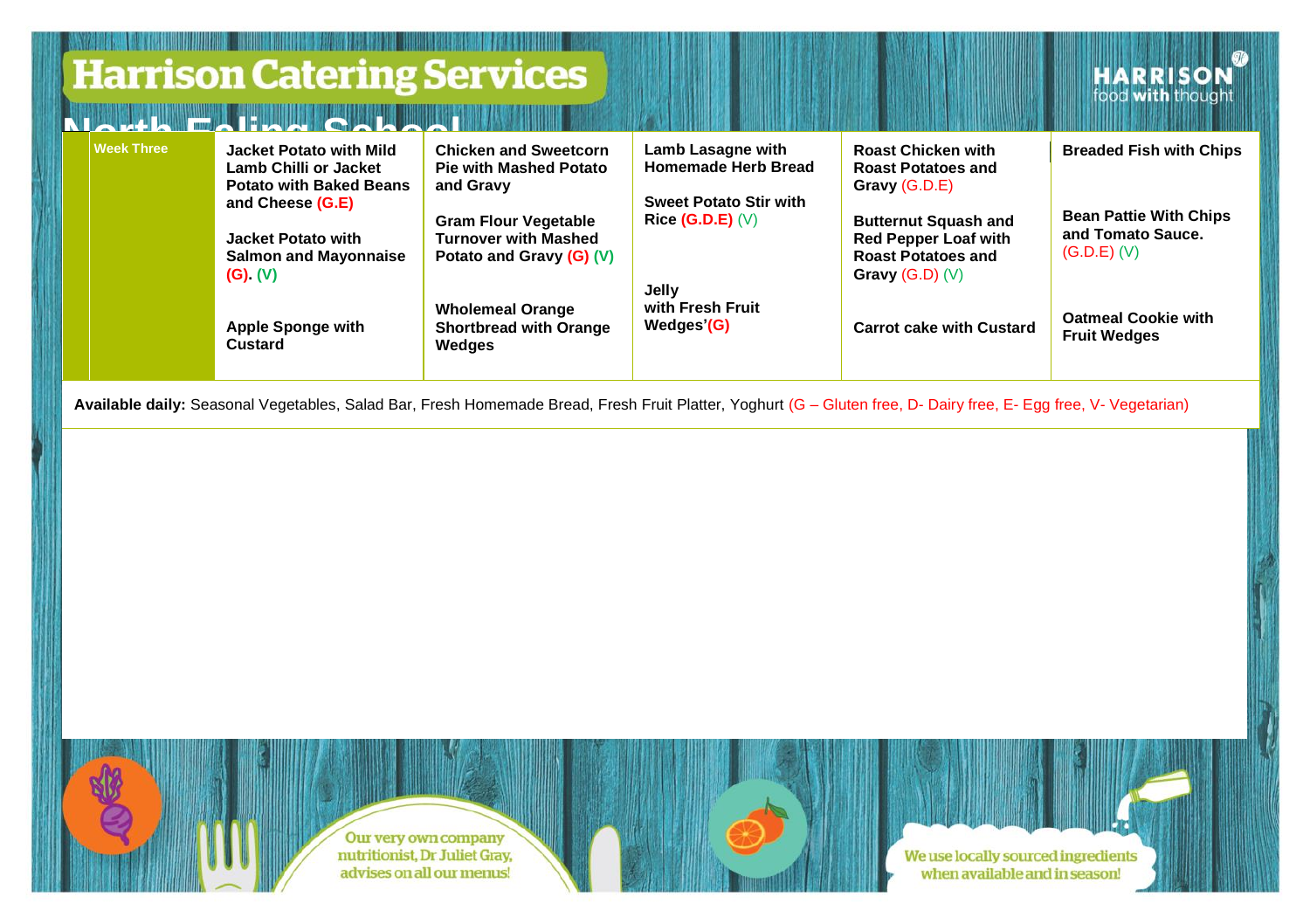# Harrison Catering Services

## North Ealing School

| Week Three | | | | | |
|---|---|---|---|---|---|
| | Jacket Potato with Mild Lamb Chilli or Jacket Potato with Baked Beans and Cheese (G.E) | Chicken and Sweetcorn Pie with Mashed Potato and Gravy | Lamb Lasagne with Homemade Herb Bread | Roast Chicken with Roast Potatoes and Gravy (G.D.E) | Breaded Fish with Chips |
| | Jacket Potato with Salmon and Mayonnaise (G). (V) | Gram Flour Vegetable Turnover with Mashed Potato and Gravy (G) (V) | Sweet Potato Stir with Rice (G.D.E) (V) | Butternut Squash and Red Pepper Loaf with Roast Potatoes and Gravy (G.D) (V) | Bean Pattie With Chips and Tomato Sauce. (G.D.E) (V) |
| | Apple Sponge with Custard | Wholemeal Orange Shortbread with Orange Wedges | Jelly with Fresh Fruit Wedges'(G) | Carrot cake with Custard | Oatmeal Cookie with Fruit Wedges |

**Available daily:** Seasonal Vegetables, Salad Bar, Fresh Homemade Bread, Fresh Fruit Platter, Yoghurt (G – Gluten free, D- Dairy free, E- Egg free, V- Vegetarian)

Our very own company nutritionist, Dr Juliet Gray, advises on all our menus!

We use locally sourced ingredients when available and in season!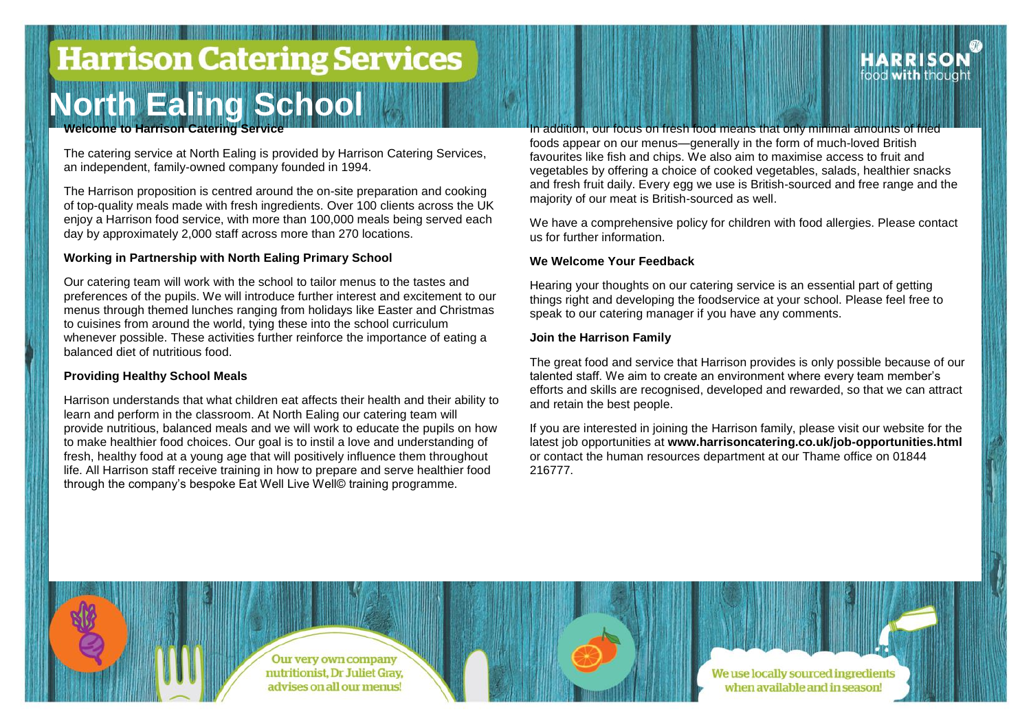# Harrison Catering Services

# North Ealing School

HARRISON food with thought

**Welcome to Harrison Catering Service**

The catering service at North Ealing is provided by Harrison Catering Services, an independent, family-owned company founded in 1994.

The Harrison proposition is centred around the on-site preparation and cooking of top-quality meals made with fresh ingredients. Over 100 clients across the UK enjoy a Harrison food service, with more than 100,000 meals being served each day by approximately 2,000 staff across more than 270 locations.

**Working in Partnership with North Ealing Primary School**

Our catering team will work with the school to tailor menus to the tastes and preferences of the pupils. We will introduce further interest and excitement to our menus through themed lunches ranging from holidays like Easter and Christmas to cuisines from around the world, tying these into the school curriculum whenever possible. These activities further reinforce the importance of eating a balanced diet of nutritious food.

**Providing Healthy School Meals**

Harrison understands that what children eat affects their health and their ability to learn and perform in the classroom. At North Ealing our catering team will provide nutritious, balanced meals and we will work to educate the pupils on how to make healthier food choices. Our goal is to instil a love and understanding of fresh, healthy food at a young age that will positively influence them throughout life. All Harrison staff receive training in how to prepare and serve healthier food through the company's bespoke Eat Well Live Well© training programme.

In addition, our focus on fresh food means that only minimal amounts of fried foods appear on our menus—generally in the form of much-loved British favourites like fish and chips. We also aim to maximise access to fruit and vegetables by offering a choice of cooked vegetables, salads, healthier snacks and fresh fruit daily. Every egg we use is British-sourced and free range and the majority of our meat is British-sourced as well.

We have a comprehensive policy for children with food allergies. Please contact us for further information.

**We Welcome Your Feedback**

Hearing your thoughts on our catering service is an essential part of getting things right and developing the foodservice at your school. Please feel free to speak to our catering manager if you have any comments.

**Join the Harrison Family**

The great food and service that Harrison provides is only possible because of our talented staff. We aim to create an environment where every team member's efforts and skills are recognised, developed and rewarded, so that we can attract and retain the best people.

If you are interested in joining the Harrison family, please visit our website for the latest job opportunities at **www.harrisoncatering.co.uk/job-opportunities.html** or contact the human resources department at our Thame office on 01844 216777.

Our very own company nutritionist, Dr Juliet Gray, advises on all our menus!

We use locally sourced ingredients when available and in season!